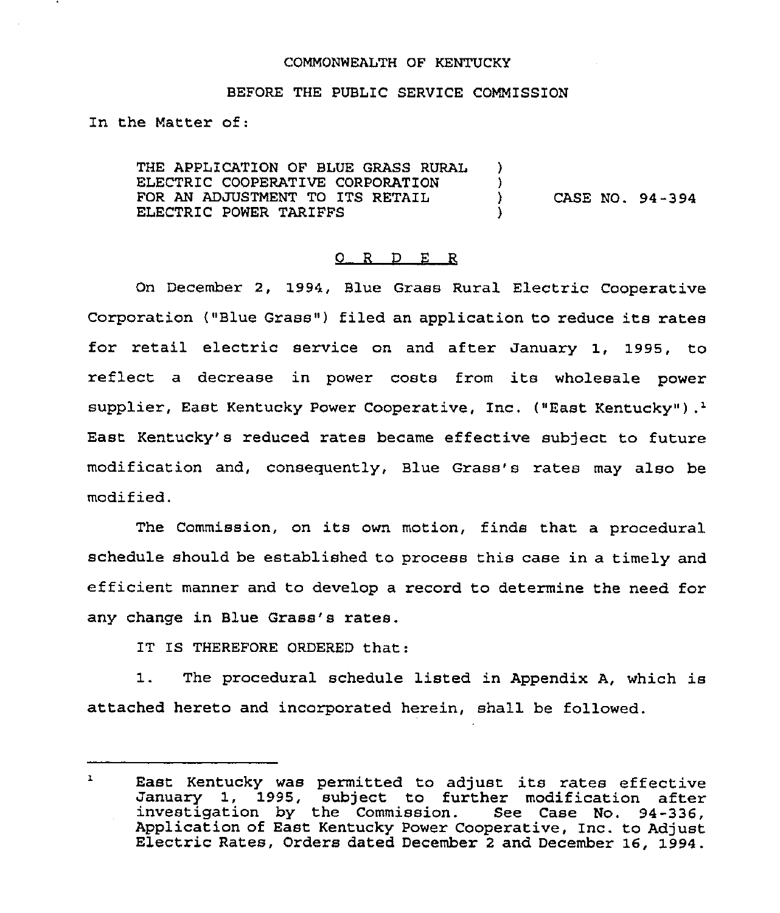COMMONWEALTH OF KENTUCKY

BEFORE THE PUBLIC SERVICE COMMISSION

In the Matter of:

THE APPLICATION OF BLUE GRASS RURAL ELECTRIC COOPERATIVE CORPORATION FOR AN ADJUSTMENT TO ITS RETAIL ELECTRIC POWER TARIFFS ) CASE NO. 94-394

# O R D E R

On December 2, 1994, Blue Grass Rural Electric Cooperative Corporation ("Blue Grass") filed an application to reduce its rates for retail electric service on and after January 1, 1995, to reflect a decrease in power costs from its wholesale power supplier, East Kentucky Power Cooperative, Inc. ("East Kentucky").[1] East Kentucky's reduced rates became effective subject to future modification and, consequently, Blue Grass's rates may also be modified.

The Commission, on its own motion, finds that a procedural schedule should be established to process this case in a timely and efficient manner and to develop a record to determine the need for any change in Blue Grass's rates.

IT IS THEREFORE ORDERED that:

1. The procedural schedule listed in Appendix A, which is attached hereto and incorporated herein, shall be followed.

---

[1] East Kentucky was permitted to adjust its rates effective January 1, 1995, subject to further modification after investigation by the Commission. See Case No. 94-336, Application of East Kentucky Power Cooperative, Inc. to Adjust Electric Rates, Orders dated December 2 and December 16, 1994.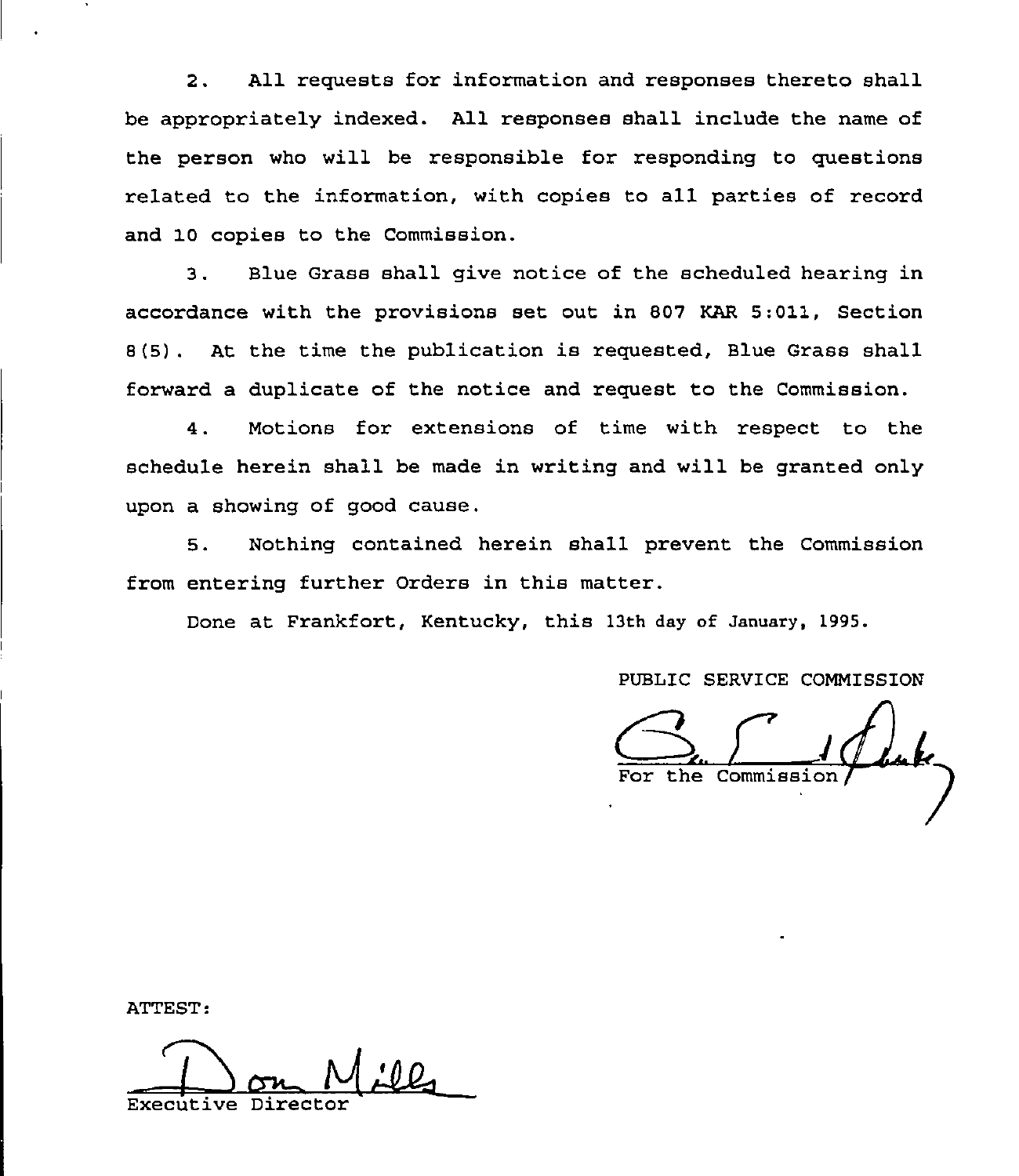2. All requests for information and responses thereto shall be appropriately indexed. All responses shall include the name of the person who will be responsible for responding to questions related to the information, with copies to all parties of record and 10 copies to the Commission.

3. Blue Grass shall give notice of the scheduled hearing in accordance with the provisions set out in 807 KAR 5:011, Section 8(5). At the time the publication is requested, Blue Grass shall forward a duplicate of the notice and request to the Commission.

4. Motions for extensions of time with respect to the schedule herein shall be made in writing and will be granted only upon a showing of good cause.

5. Nothing contained herein shall prevent the Commission from entering further Orders in this matter.

Done at Frankfort, Kentucky, this 13th day of January, 1995.

PUBLIC SERVICE COMMISSION

For the Commission

ATTEST:

Executive Director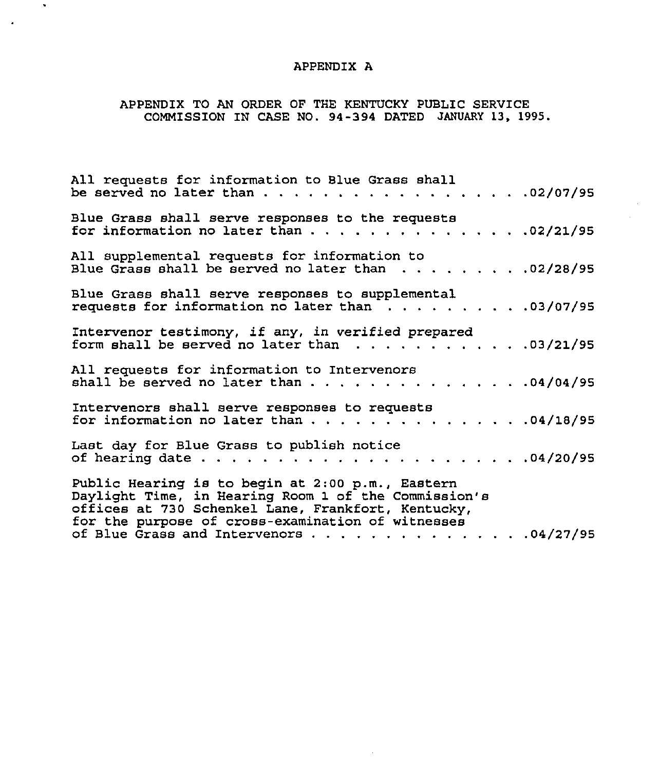# APPENDIX A

APPENDIX TO AN ORDER OF THE KENTUCKY PUBLIC SERVICE COMMISSION IN CASE NO. 94-394 DATED JANUARY 13, 1995.

| | |
|---|---|
| All requests for information to Blue Grass shall be served no later than | 02/07/95 |
| Blue Grass shall serve responses to the requests for information no later than | 02/21/95 |
| All supplemental requests for information to Blue Grass shall be served no later than | 02/28/95 |
| Blue Grass shall serve responses to supplemental requests for information no later than | 03/07/95 |
| Intervenor testimony, if any, in verified prepared form shall be served no later than | 03/21/95 |
| All requests for information to Intervenors shall be served no later than | 04/04/95 |
| Intervenors shall serve responses to requests for information no later than | 04/18/95 |
| Last day for Blue Grass to publish notice of hearing date | 04/20/95 |
| Public Hearing is to begin at 2:00 p.m., Eastern Daylight Time, in Hearing Room 1 of the Commission's offices at 730 Schenkel Lane, Frankfort, Kentucky, for the purpose of cross-examination of witnesses of Blue Grass and Intervenors | 04/27/95 |